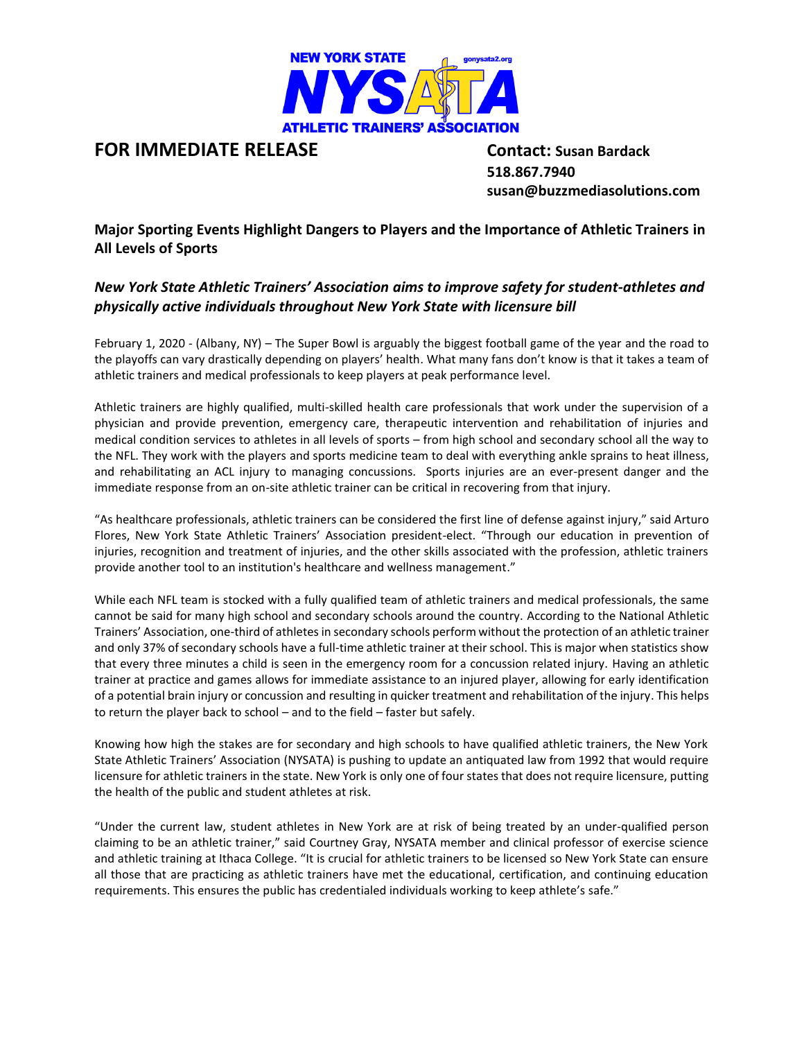NEW YORK STATE NYSATA ATHLETIC TRAINERS' ASSOCIATION gonysata2.org

**FOR IMMEDIATE RELEASE**

**Contact: Susan Bardack**
**518.867.7940**
**susan@buzzmediasolutions.com**

## Major Sporting Events Highlight Dangers to Players and the Importance of Athletic Trainers in All Levels of Sports

### *New York State Athletic Trainers' Association aims to improve safety for student-athletes and physically active individuals throughout New York State with licensure bill*

February 1, 2020 - (Albany, NY) – The Super Bowl is arguably the biggest football game of the year and the road to the playoffs can vary drastically depending on players' health. What many fans don't know is that it takes a team of athletic trainers and medical professionals to keep players at peak performance level.

Athletic trainers are highly qualified, multi-skilled health care professionals that work under the supervision of a physician and provide prevention, emergency care, therapeutic intervention and rehabilitation of injuries and medical condition services to athletes in all levels of sports – from high school and secondary school all the way to the NFL. They work with the players and sports medicine team to deal with everything ankle sprains to heat illness, and rehabilitating an ACL injury to managing concussions. Sports injuries are an ever-present danger and the immediate response from an on-site athletic trainer can be critical in recovering from that injury.

"As healthcare professionals, athletic trainers can be considered the first line of defense against injury," said Arturo Flores, New York State Athletic Trainers' Association president-elect. "Through our education in prevention of injuries, recognition and treatment of injuries, and the other skills associated with the profession, athletic trainers provide another tool to an institution's healthcare and wellness management."

While each NFL team is stocked with a fully qualified team of athletic trainers and medical professionals, the same cannot be said for many high school and secondary schools around the country. According to the National Athletic Trainers' Association, one-third of athletes in secondary schools perform without the protection of an athletic trainer and only 37% of secondary schools have a full-time athletic trainer at their school. This is major when statistics show that every three minutes a child is seen in the emergency room for a concussion related injury. Having an athletic trainer at practice and games allows for immediate assistance to an injured player, allowing for early identification of a potential brain injury or concussion and resulting in quicker treatment and rehabilitation of the injury. This helps to return the player back to school – and to the field – faster but safely.

Knowing how high the stakes are for secondary and high schools to have qualified athletic trainers, the New York State Athletic Trainers' Association (NYSATA) is pushing to update an antiquated law from 1992 that would require licensure for athletic trainers in the state. New York is only one of four states that does not require licensure, putting the health of the public and student athletes at risk.

"Under the current law, student athletes in New York are at risk of being treated by an under-qualified person claiming to be an athletic trainer," said Courtney Gray, NYSATA member and clinical professor of exercise science and athletic training at Ithaca College. "It is crucial for athletic trainers to be licensed so New York State can ensure all those that are practicing as athletic trainers have met the educational, certification, and continuing education requirements. This ensures the public has credentialed individuals working to keep athlete's safe."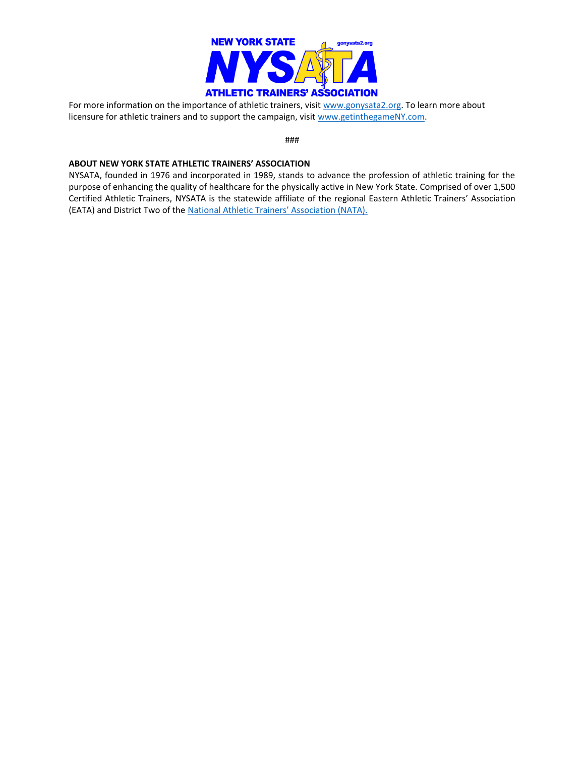For more information on the importance of athletic trainers, visit www.gonysata2.org. To learn more about licensure for athletic trainers and to support the campaign, visit www.getinthegameNY.com.

###

**ABOUT NEW YORK STATE ATHLETIC TRAINERS' ASSOCIATION**

NYSATA, founded in 1976 and incorporated in 1989, stands to advance the profession of athletic training for the purpose of enhancing the quality of healthcare for the physically active in New York State. Comprised of over 1,500 Certified Athletic Trainers, NYSATA is the statewide affiliate of the regional Eastern Athletic Trainers' Association (EATA) and District Two of the National Athletic Trainers' Association (NATA).